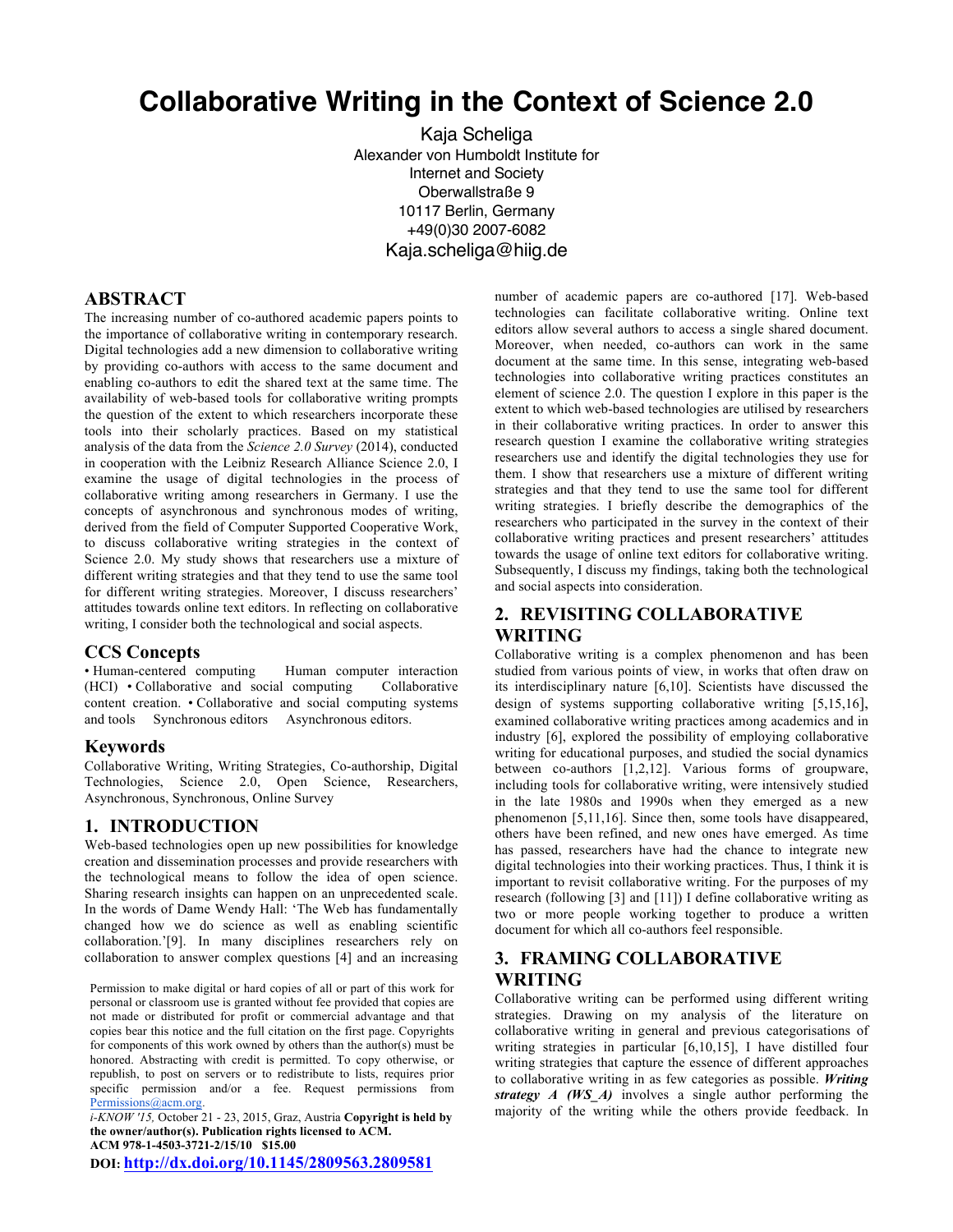# Collaborative Writing in the Context of Science 2.0

Kaja Scheliga
Alexander von Humboldt Institute for Internet and Society
Oberwallstraße 9
10117 Berlin, Germany
+49(0)30 2007-6082
Kaja.scheliga@hiig.de

## ABSTRACT

The increasing number of co-authored academic papers points to the importance of collaborative writing in contemporary research. Digital technologies add a new dimension to collaborative writing by providing co-authors with access to the same document and enabling co-authors to edit the shared text at the same time. The availability of web-based tools for collaborative writing prompts the question of the extent to which researchers incorporate these tools into their scholarly practices. Based on my statistical analysis of the data from the *Science 2.0 Survey* (2014), conducted in cooperation with the Leibniz Research Alliance Science 2.0, I examine the usage of digital technologies in the process of collaborative writing among researchers in Germany. I use the concepts of asynchronous and synchronous modes of writing, derived from the field of Computer Supported Cooperative Work, to discuss collaborative writing strategies in the context of Science 2.0. My study shows that researchers use a mixture of different writing strategies and that they tend to use the same tool for different writing strategies. Moreover, I discuss researchers' attitudes towards online text editors. In reflecting on collaborative writing, I consider both the technological and social aspects.

### CCS Concepts

• Human-centered computing → Human computer interaction (HCI) • Collaborative and social computing → Collaborative content creation. • Collaborative and social computing systems and tools → Synchronous editors → Asynchronous editors.

### Keywords

Collaborative Writing, Writing Strategies, Co-authorship, Digital Technologies, Science 2.0, Open Science, Researchers, Asynchronous, Synchronous, Online Survey

## 1. INTRODUCTION

Web-based technologies open up new possibilities for knowledge creation and dissemination processes and provide researchers with the technological means to follow the idea of open science. Sharing research insights can happen on an unprecedented scale. In the words of Dame Wendy Hall: 'The Web has fundamentally changed how we do science as well as enabling scientific collaboration.'[9]. In many disciplines researchers rely on collaboration to answer complex questions [4] and an increasing number of academic papers are co-authored [17]. Web-based technologies can facilitate collaborative writing. Online text editors allow several authors to access a single shared document. Moreover, when needed, co-authors can work in the same document at the same time. In this sense, integrating web-based technologies into collaborative writing practices constitutes an element of science 2.0. The question I explore in this paper is the extent to which web-based technologies are utilised by researchers in their collaborative writing practices. In order to answer this research question I examine the collaborative writing strategies researchers use and identify the digital technologies they use for them. I show that researchers use a mixture of different writing strategies and that they tend to use the same tool for different writing strategies. I briefly describe the demographics of the researchers who participated in the survey in the context of their collaborative writing practices and present researchers' attitudes towards the usage of online text editors for collaborative writing. Subsequently, I discuss my findings, taking both the technological and social aspects into consideration.

## 2. REVISITING COLLABORATIVE WRITING

Collaborative writing is a complex phenomenon and has been studied from various points of view, in works that often draw on its interdisciplinary nature [6,10]. Scientists have discussed the design of systems supporting collaborative writing [5,15,16], examined collaborative writing practices among academics and in industry [6], explored the possibility of employing collaborative writing for educational purposes, and studied the social dynamics between co-authors [1,2,12]. Various forms of groupware, including tools for collaborative writing, were intensively studied in the late 1980s and 1990s when they emerged as a new phenomenon [5,11,16]. Since then, some tools have disappeared, others have been refined, and new ones have emerged. As time has passed, researchers have had the chance to integrate new digital technologies into their working practices. Thus, I think it is important to revisit collaborative writing. For the purposes of my research (following [3] and [11]) I define collaborative writing as two or more people working together to produce a written document for which all co-authors feel responsible.

## 3. FRAMING COLLABORATIVE WRITING

Collaborative writing can be performed using different writing strategies. Drawing on my analysis of the literature on collaborative writing in general and previous categorisations of writing strategies in particular [6,10,15], I have distilled four writing strategies that capture the essence of different approaches to collaborative writing in as few categories as possible. ***Writing strategy A (WS_A)*** involves a single author performing the majority of the writing while the others provide feedback. In

Permission to make digital or hard copies of all or part of this work for personal or classroom use is granted without fee provided that copies are not made or distributed for profit or commercial advantage and that copies bear this notice and the full citation on the first page. Copyrights for components of this work owned by others than the author(s) must be honored. Abstracting with credit is permitted. To copy otherwise, or republish, to post on servers or to redistribute to lists, requires prior specific permission and/or a fee. Request permissions from Permissions@acm.org.
*i-KNOW '15,* October 21 - 23, 2015, Graz, Austria **Copyright is held by the owner/author(s). Publication rights licensed to ACM.**
**ACM 978-1-4503-3721-2/15/10 $15.00**
**DOI: http://dx.doi.org/10.1145/2809563.2809581**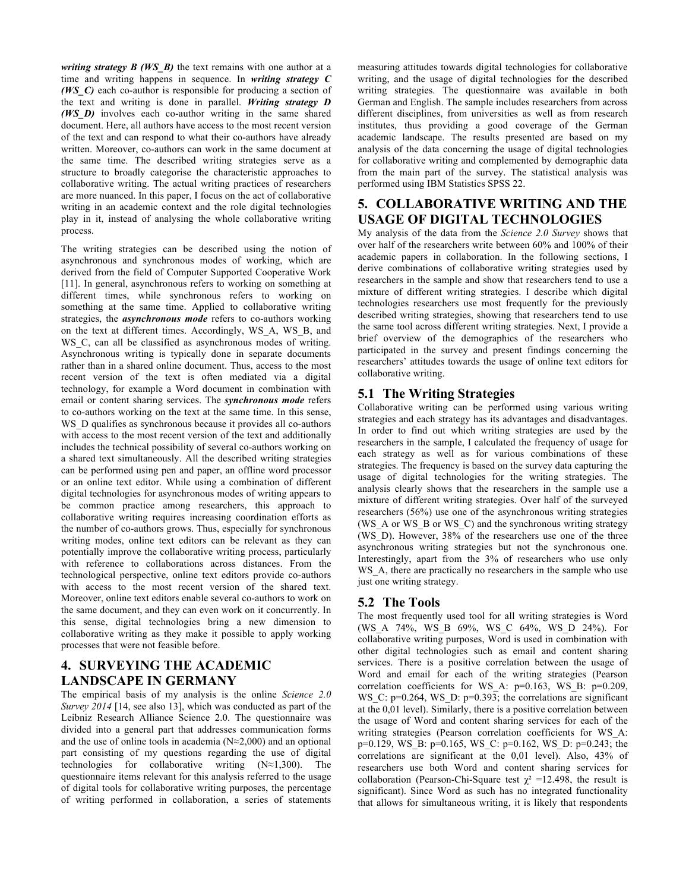***writing strategy B (WS_B)*** the text remains with one author at a time and writing happens in sequence. In ***writing strategy C (WS_C)*** each co-author is responsible for producing a section of the text and writing is done in parallel. ***Writing strategy D (WS_D)*** involves each co-author writing in the same shared document. Here, all authors have access to the most recent version of the text and can respond to what their co-authors have already written. Moreover, co-authors can work in the same document at the same time. The described writing strategies serve as a structure to broadly categorise the characteristic approaches to collaborative writing. The actual writing practices of researchers are more nuanced. In this paper, I focus on the act of collaborative writing in an academic context and the role digital technologies play in it, instead of analysing the whole collaborative writing process.

The writing strategies can be described using the notion of asynchronous and synchronous modes of working, which are derived from the field of Computer Supported Cooperative Work [11]. In general, asynchronous refers to working on something at different times, while synchronous refers to working on something at the same time. Applied to collaborative writing strategies, the ***asynchronous mode*** refers to co-authors working on the text at different times. Accordingly, WS_A, WS_B, and WS_C, can all be classified as asynchronous modes of writing. Asynchronous writing is typically done in separate documents rather than in a shared online document. Thus, access to the most recent version of the text is often mediated via a digital technology, for example a Word document in combination with email or content sharing services. The ***synchronous mode*** refers to co-authors working on the text at the same time. In this sense, WS_D qualifies as synchronous because it provides all co-authors with access to the most recent version of the text and additionally includes the technical possibility of several co-authors working on a shared text simultaneously. All the described writing strategies can be performed using pen and paper, an offline word processor or an online text editor. While using a combination of different digital technologies for asynchronous modes of writing appears to be common practice among researchers, this approach to collaborative writing requires increasing coordination efforts as the number of co-authors grows. Thus, especially for synchronous writing modes, online text editors can be relevant as they can potentially improve the collaborative writing process, particularly with reference to collaborations across distances. From the technological perspective, online text editors provide co-authors with access to the most recent version of the shared text. Moreover, online text editors enable several co-authors to work on the same document, and they can even work on it concurrently. In this sense, digital technologies bring a new dimension to collaborative writing as they make it possible to apply working processes that were not feasible before.

## 4. SURVEYING THE ACADEMIC LANDSCAPE IN GERMANY

The empirical basis of my analysis is the online *Science 2.0 Survey 2014* [14, see also 13], which was conducted as part of the Leibniz Research Alliance Science 2.0. The questionnaire was divided into a general part that addresses communication forms and the use of online tools in academia (N≈2,000) and an optional part consisting of my questions regarding the use of digital technologies for collaborative writing (N≈1,300). The questionnaire items relevant for this analysis referred to the usage of digital tools for collaborative writing purposes, the percentage of writing performed in collaboration, a series of statements measuring attitudes towards digital technologies for collaborative writing, and the usage of digital technologies for the described writing strategies. The questionnaire was available in both German and English. The sample includes researchers from across different disciplines, from universities as well as from research institutes, thus providing a good coverage of the German academic landscape. The results presented are based on my analysis of the data concerning the usage of digital technologies for collaborative writing and complemented by demographic data from the main part of the survey. The statistical analysis was performed using IBM Statistics SPSS 22.

## 5. COLLABORATIVE WRITING AND THE USAGE OF DIGITAL TECHNOLOGIES

My analysis of the data from the *Science 2.0 Survey* shows that over half of the researchers write between 60% and 100% of their academic papers in collaboration. In the following sections, I derive combinations of collaborative writing strategies used by researchers in the sample and show that researchers tend to use a mixture of different writing strategies. I describe which digital technologies researchers use most frequently for the previously described writing strategies, showing that researchers tend to use the same tool across different writing strategies. Next, I provide a brief overview of the demographics of the researchers who participated in the survey and present findings concerning the researchers' attitudes towards the usage of online text editors for collaborative writing.

### 5.1 The Writing Strategies

Collaborative writing can be performed using various writing strategies and each strategy has its advantages and disadvantages. In order to find out which writing strategies are used by the researchers in the sample, I calculated the frequency of usage for each strategy as well as for various combinations of these strategies. The frequency is based on the survey data capturing the usage of digital technologies for the writing strategies. The analysis clearly shows that the researchers in the sample use a mixture of different writing strategies. Over half of the surveyed researchers (56%) use one of the asynchronous writing strategies (WS_A or WS_B or WS_C) and the synchronous writing strategy (WS_D). However, 38% of the researchers use one of the three asynchronous writing strategies but not the synchronous one. Interestingly, apart from the 3% of researchers who use only WS_A, there are practically no researchers in the sample who use just one writing strategy.

### 5.2 The Tools

The most frequently used tool for all writing strategies is Word (WS_A 74%, WS_B 69%, WS_C 64%, WS_D 24%). For collaborative writing purposes, Word is used in combination with other digital technologies such as email and content sharing services. There is a positive correlation between the usage of Word and email for each of the writing strategies (Pearson correlation coefficients for WS_A: $p=0.163$, WS_B: $p=0.209$, WS_C: $p=0.264$, WS_D: $p=0.393$; the correlations are significant at the 0,01 level). Similarly, there is a positive correlation between the usage of Word and content sharing services for each of the writing strategies (Pearson correlation coefficients for WS_A: $p=0.129$, WS_B: $p=0.165$, WS_C: $p=0.162$, WS_D: $p=0.243$; the correlations are significant at the 0,01 level). Also, 43% of researchers use both Word and content sharing services for collaboration (Pearson-Chi-Square test $\chi^2 =12.498$, the result is significant). Since Word as such has no integrated functionality that allows for simultaneous writing, it is likely that respondents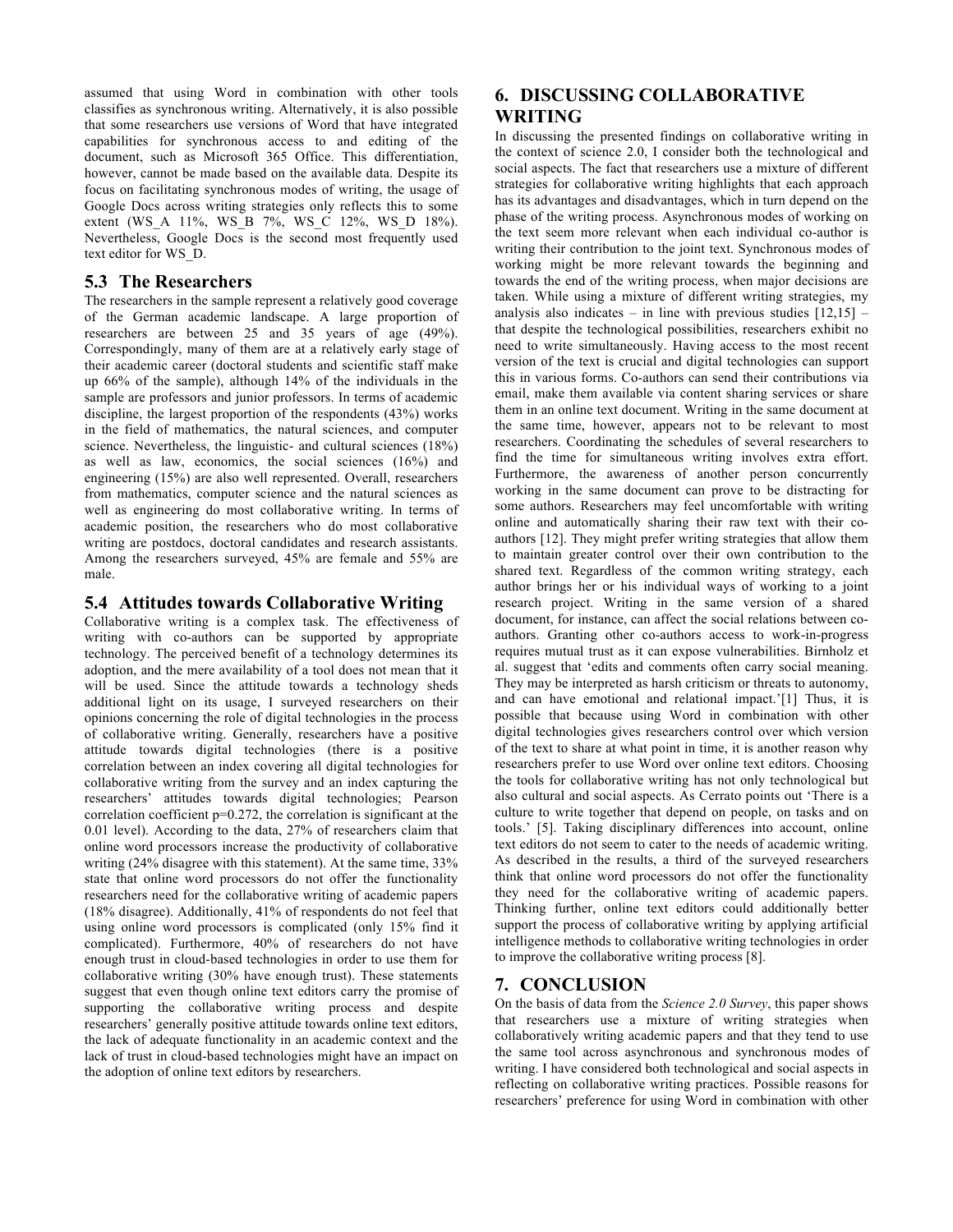assumed that using Word in combination with other tools classifies as synchronous writing. Alternatively, it is also possible that some researchers use versions of Word that have integrated capabilities for synchronous access to and editing of the document, such as Microsoft 365 Office. This differentiation, however, cannot be made based on the available data. Despite its focus on facilitating synchronous modes of writing, the usage of Google Docs across writing strategies only reflects this to some extent (WS_A 11%, WS_B 7%, WS_C 12%, WS_D 18%). Nevertheless, Google Docs is the second most frequently used text editor for WS_D.

### 5.3 The Researchers

The researchers in the sample represent a relatively good coverage of the German academic landscape. A large proportion of researchers are between 25 and 35 years of age (49%). Correspondingly, many of them are at a relatively early stage of their academic career (doctoral students and scientific staff make up 66% of the sample), although 14% of the individuals in the sample are professors and junior professors. In terms of academic discipline, the largest proportion of the respondents (43%) works in the field of mathematics, the natural sciences, and computer science. Nevertheless, the linguistic- and cultural sciences (18%) as well as law, economics, the social sciences (16%) and engineering (15%) are also well represented. Overall, researchers from mathematics, computer science and the natural sciences as well as engineering do most collaborative writing. In terms of academic position, the researchers who do most collaborative writing are postdocs, doctoral candidates and research assistants. Among the researchers surveyed, 45% are female and 55% are male.

### 5.4 Attitudes towards Collaborative Writing

Collaborative writing is a complex task. The effectiveness of writing with co-authors can be supported by appropriate technology. The perceived benefit of a technology determines its adoption, and the mere availability of a tool does not mean that it will be used. Since the attitude towards a technology sheds additional light on its usage, I surveyed researchers on their opinions concerning the role of digital technologies in the process of collaborative writing. Generally, researchers have a positive attitude towards digital technologies (there is a positive correlation between an index covering all digital technologies for collaborative writing from the survey and an index capturing the researchers' attitudes towards digital technologies; Pearson correlation coefficient p=0.272, the correlation is significant at the 0.01 level). According to the data, 27% of researchers claim that online word processors increase the productivity of collaborative writing (24% disagree with this statement). At the same time, 33% state that online word processors do not offer the functionality researchers need for the collaborative writing of academic papers (18% disagree). Additionally, 41% of respondents do not feel that using online word processors is complicated (only 15% find it complicated). Furthermore, 40% of researchers do not have enough trust in cloud-based technologies in order to use them for collaborative writing (30% have enough trust). These statements suggest that even though online text editors carry the promise of supporting the collaborative writing process and despite researchers' generally positive attitude towards online text editors, the lack of adequate functionality in an academic context and the lack of trust in cloud-based technologies might have an impact on the adoption of online text editors by researchers.

## 6. DISCUSSING COLLABORATIVE WRITING

In discussing the presented findings on collaborative writing in the context of science 2.0, I consider both the technological and social aspects. The fact that researchers use a mixture of different strategies for collaborative writing highlights that each approach has its advantages and disadvantages, which in turn depend on the phase of the writing process. Asynchronous modes of working on the text seem more relevant when each individual co-author is writing their contribution to the joint text. Synchronous modes of working might be more relevant towards the beginning and towards the end of the writing process, when major decisions are taken. While using a mixture of different writing strategies, my analysis also indicates – in line with previous studies [12,15] – that despite the technological possibilities, researchers exhibit no need to write simultaneously. Having access to the most recent version of the text is crucial and digital technologies can support this in various forms. Co-authors can send their contributions via email, make them available via content sharing services or share them in an online text document. Writing in the same document at the same time, however, appears not to be relevant to most researchers. Coordinating the schedules of several researchers to find the time for simultaneous writing involves extra effort. Furthermore, the awareness of another person concurrently working in the same document can prove to be distracting for some authors. Researchers may feel uncomfortable with writing online and automatically sharing their raw text with their co-authors [12]. They might prefer writing strategies that allow them to maintain greater control over their own contribution to the shared text. Regardless of the common writing strategy, each author brings her or his individual ways of working to a joint research project. Writing in the same version of a shared document, for instance, can affect the social relations between co-authors. Granting other co-authors access to work-in-progress requires mutual trust as it can expose vulnerabilities. Birnholz et al. suggest that 'edits and comments often carry social meaning. They may be interpreted as harsh criticism or threats to autonomy, and can have emotional and relational impact.'[1] Thus, it is possible that because using Word in combination with other digital technologies gives researchers control over which version of the text to share at what point in time, it is another reason why researchers prefer to use Word over online text editors. Choosing the tools for collaborative writing has not only technological but also cultural and social aspects. As Cerrato points out 'There is a culture to write together that depend on people, on tasks and on tools.' [5]. Taking disciplinary differences into account, online text editors do not seem to cater to the needs of academic writing. As described in the results, a third of the surveyed researchers think that online word processors do not offer the functionality they need for the collaborative writing of academic papers. Thinking further, online text editors could additionally better support the process of collaborative writing by applying artificial intelligence methods to collaborative writing technologies in order to improve the collaborative writing process [8].

## 7. CONCLUSION

On the basis of data from the *Science 2.0 Survey*, this paper shows that researchers use a mixture of writing strategies when collaboratively writing academic papers and that they tend to use the same tool across asynchronous and synchronous modes of writing. I have considered both technological and social aspects in reflecting on collaborative writing practices. Possible reasons for researchers' preference for using Word in combination with other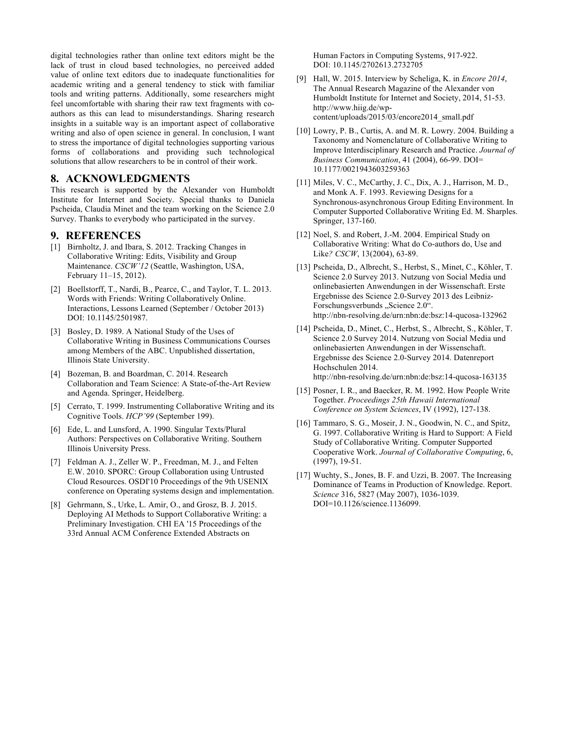digital technologies rather than online text editors might be the lack of trust in cloud based technologies, no perceived added value of online text editors due to inadequate functionalities for academic writing and a general tendency to stick with familiar tools and writing patterns. Additionally, some researchers might feel uncomfortable with sharing their raw text fragments with co-authors as this can lead to misunderstandings. Sharing research insights in a suitable way is an important aspect of collaborative writing and also of open science in general. In conclusion, I want to stress the importance of digital technologies supporting various forms of collaborations and providing such technological solutions that allow researchers to be in control of their work.

## 8. ACKNOWLEDGMENTS

This research is supported by the Alexander von Humboldt Institute for Internet and Society. Special thanks to Daniela Pscheida, Claudia Minet and the team working on the Science 2.0 Survey. Thanks to everybody who participated in the survey.

## 9. REFERENCES

[1] Birnholtz, J. and Ibara, S. 2012. Tracking Changes in Collaborative Writing: Edits, Visibility and Group Maintenance. *CSCW'12* (Seattle, Washington, USA, February 11–15, 2012).

[2] Boellstorff, T., Nardi, B., Pearce, C., and Taylor, T. L. 2013. Words with Friends: Writing Collaboratively Online. Interactions, Lessons Learned (September / October 2013) DOI: 10.1145/2501987.

[3] Bosley, D. 1989. A National Study of the Uses of Collaborative Writing in Business Communications Courses among Members of the ABC. Unpublished dissertation, Illinois State University.

[4] Bozeman, B. and Boardman, C. 2014. Research Collaboration and Team Science: A State-of-the-Art Review and Agenda. Springer, Heidelberg.

[5] Cerrato, T. 1999. Instrumenting Collaborative Writing and its Cognitive Tools. *HCP'99* (September 199).

[6] Ede, L. and Lunsford, A. 1990. Singular Texts/Plural Authors: Perspectives on Collaborative Writing. Southern Illinois University Press.

[7] Feldman A. J., Zeller W. P., Freedman, M. J., and Felten E.W. 2010. SPORC: Group Collaboration using Untrusted Cloud Resources. OSDI'10 Proceedings of the 9th USENIX conference on Operating systems design and implementation.

[8] Gehrmann, S., Urke, L. Amir, O., and Grosz, B. J. 2015. Deploying AI Methods to Support Collaborative Writing: a Preliminary Investigation. CHI EA '15 Proceedings of the 33rd Annual ACM Conference Extended Abstracts on Human Factors in Computing Systems, 917-922. DOI: 10.1145/2702613.2732705

[9] Hall, W. 2015. Interview by Scheliga, K. in *Encore 2014*, The Annual Research Magazine of the Alexander von Humboldt Institute for Internet and Society, 2014, 51-53. http://www.hiig.de/wp-content/uploads/2015/03/encore2014_small.pdf

[10] Lowry, P. B., Curtis, A. and M. R. Lowry. 2004. Building a Taxonomy and Nomenclature of Collaborative Writing to Improve Interdisciplinary Research and Practice. *Journal of Business Communication*, 41 (2004), 66-99. DOI= 10.1177/0021943603259363

[11] Miles, V. C., McCarthy, J. C., Dix, A. J., Harrison, M. D., and Monk A. F. 1993. Reviewing Designs for a Synchronous-asynchronous Group Editing Environment. In Computer Supported Collaborative Writing Ed. M. Sharples. Springer, 137-160.

[12] Noel, S. and Robert, J.-M. 2004. Empirical Study on Collaborative Writing: What do Co-authors do, Use and Like*? CSCW*, 13(2004), 63-89.

[13] Pscheida, D., Albrecht, S., Herbst, S., Minet, C., Köhler, T. Science 2.0 Survey 2013. Nutzung von Social Media und onlinebasierten Anwendungen in der Wissenschaft. Erste Ergebnisse des Science 2.0-Survey 2013 des Leibniz-Forschungsverbunds „Science 2.0“. http://nbn-resolving.de/urn:nbn:de:bsz:14-qucosa-132962

[14] Pscheida, D., Minet, C., Herbst, S., Albrecht, S., Köhler, T. Science 2.0 Survey 2014. Nutzung von Social Media und onlinebasierten Anwendungen in der Wissenschaft. Ergebnisse des Science 2.0-Survey 2014. Datenreport Hochschulen 2014. http://nbn-resolving.de/urn:nbn:de:bsz:14-qucosa-163135

[15] Posner, I. R., and Baecker, R. M. 1992. How People Write Together. *Proceedings 25th Hawaii International Conference on System Sciences*, IV (1992), 127-138.

[16] Tammaro, S. G., Moseir, J. N., Goodwin, N. C., and Spitz, G. 1997. Collaborative Writing is Hard to Support: A Field Study of Collaborative Writing. Computer Supported Cooperative Work. *Journal of Collaborative Computing*, 6, (1997), 19-51.

[17] Wuchty, S., Jones, B. F. and Uzzi, B. 2007. The Increasing Dominance of Teams in Production of Knowledge. Report. *Science* 316, 5827 (May 2007), 1036-1039. DOI=10.1126/science.1136099.